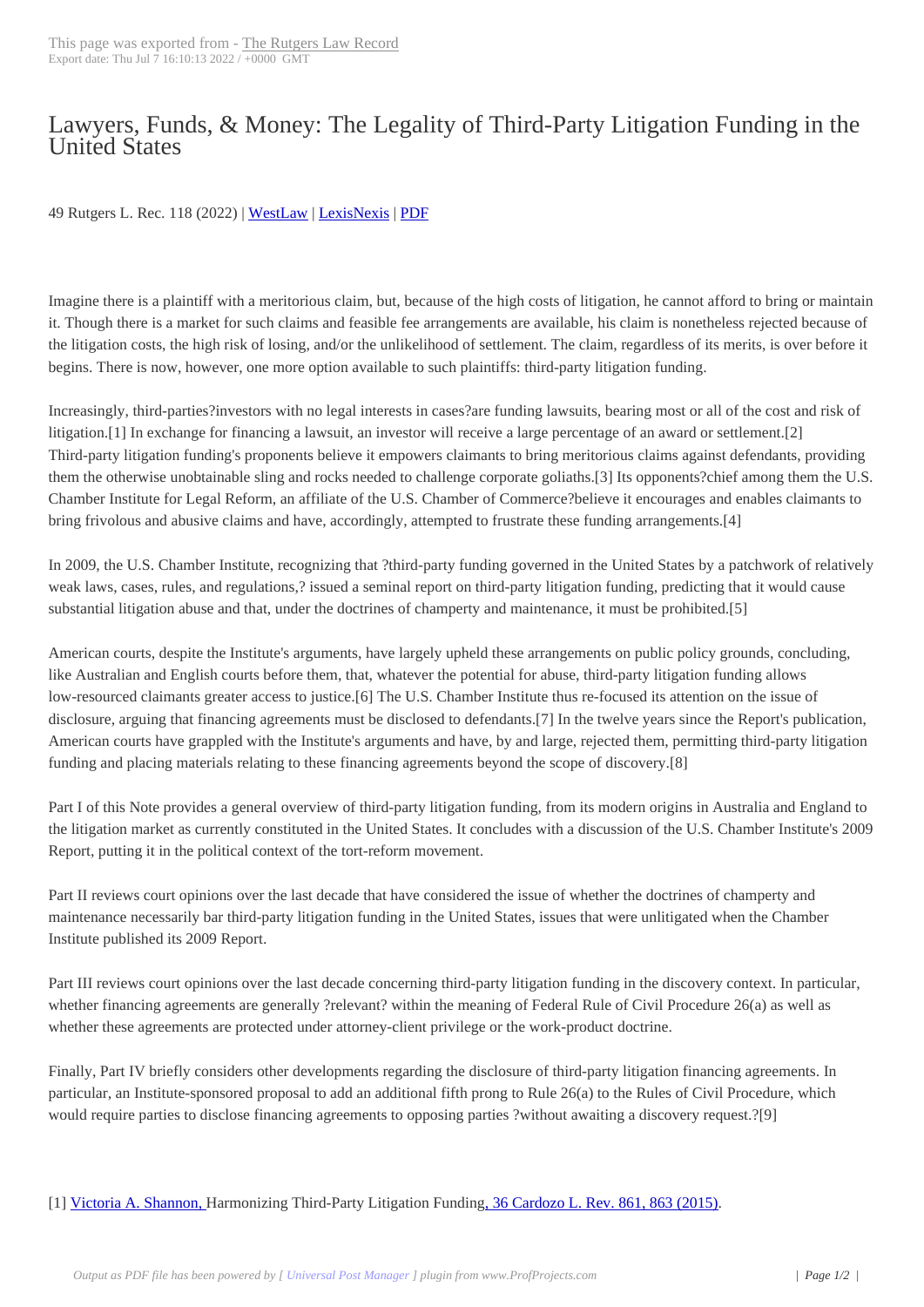# Lawyers, Funds, & Money: The Legality of Third-Party Litigation Funding in the United States

49 Rutgers L. Rec. 118 (2022) | WestLaw | LexisNexis | PDF

Imagine there is a plaintiff with a meritorious claim, but, because of the high costs of litigation, he cannot afford to bring or maintain it. Though there is a market for such claims and feasible fee arrangements are available, his claim is nonetheless rejected because of the litigation costs, the high risk of losing, and/or the unlikelihood of settlement. The claim, regardless of its merits, is over before it begins. There is now, however, one more option available to such plaintiffs: third-party litigation funding.

Increasingly, third-parties?investors with no legal interests in cases?are funding lawsuits, bearing most or all of the cost and risk of litigation.[1] In exchange for financing a lawsuit, an investor will receive a large percentage of an award or settlement.[2] Third-party litigation funding's proponents believe it empowers claimants to bring meritorious claims against defendants, providing them the otherwise unobtainable sling and rocks needed to challenge corporate goliaths.[3] Its opponents?chief among them the U.S. Chamber Institute for Legal Reform, an affiliate of the U.S. Chamber of Commerce?believe it encourages and enables claimants to bring frivolous and abusive claims and have, accordingly, attempted to frustrate these funding arrangements.[4]

In 2009, the U.S. Chamber Institute, recognizing that ?third-party funding governed in the United States by a patchwork of relatively weak laws, cases, rules, and regulations,? issued a seminal report on third-party litigation funding, predicting that it would cause substantial litigation abuse and that, under the doctrines of champerty and maintenance, it must be prohibited.[5]

American courts, despite the Institute's arguments, have largely upheld these arrangements on public policy grounds, concluding, like Australian and English courts before them, that, whatever the potential for abuse, third-party litigation funding allows low-resourced claimants greater access to justice.[6] The U.S. Chamber Institute thus re-focused its attention on the issue of disclosure, arguing that financing agreements must be disclosed to defendants.[7] In the twelve years since the Report's publication, American courts have grappled with the Institute's arguments and have, by and large, rejected them, permitting third-party litigation funding and placing materials relating to these financing agreements beyond the scope of discovery.[8]

Part I of this Note provides a general overview of third-party litigation funding, from its modern origins in Australia and England to the litigation market as currently constituted in the United States. It concludes with a discussion of the U.S. Chamber Institute's 2009 Report, putting it in the political context of the tort-reform movement.

Part II reviews court opinions over the last decade that have considered the issue of whether the doctrines of champerty and maintenance necessarily bar third-party litigation funding in the United States, issues that were unlitigated when the Chamber Institute published its 2009 Report.

Part III reviews court opinions over the last decade concerning third-party litigation funding in the discovery context. In particular, whether financing agreements are generally ?relevant? within the meaning of Federal Rule of Civil Procedure 26(a) as well as whether these agreements are protected under attorney-client privilege or the work-product doctrine.

Finally, Part IV briefly considers other developments regarding the disclosure of third-party litigation financing agreements. In particular, an Institute-sponsored proposal to add an additional fifth prong to Rule 26(a) to the Rules of Civil Procedure, which would require parties to disclose financing agreements to opposing parties ?without awaiting a discovery request.?[9]

[1] Victoria A. Shannon, Harmonizing Third-Party Litigation Funding, 36 Cardozo L. Rev. 861, 863 (2015).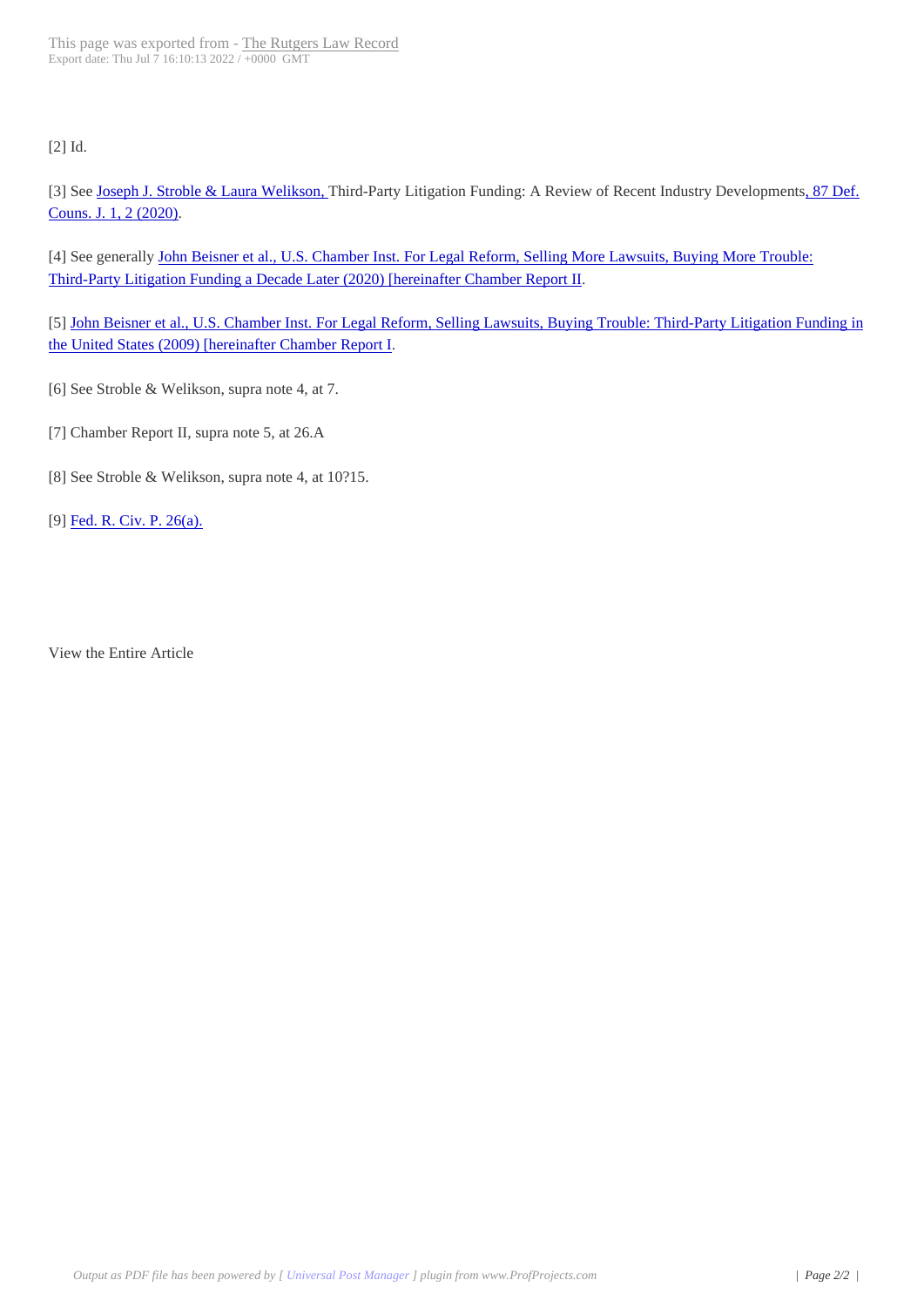[2] Id.

[3] See Joseph J. Stroble & Laura Welikson, Third-Party Litigation Funding: A Review of Recent Industry Developments, 87 Def. Couns. J. 1, 2 (2020).

[4] See generally John Beisner et al., U.S. Chamber Inst. For Legal Reform, Selling More Lawsuits, Buying More Trouble: Third-Party Litigation Funding a Decade Later (2020) [hereinafter Chamber Report II.

[5] John Beisner et al., U.S. Chamber Inst. For Legal Reform, Selling Lawsuits, Buying Trouble: Third-Party Litigation Funding in the United States (2009) [hereinafter Chamber Report I.

[6] See Stroble & Welikson, supra note 4, at 7.

[7] Chamber Report II, supra note 5, at 26.A

[8] See Stroble & Welikson, supra note 4, at 10?15.

[9] Fed. R. Civ. P. 26(a).

View the Entire Article